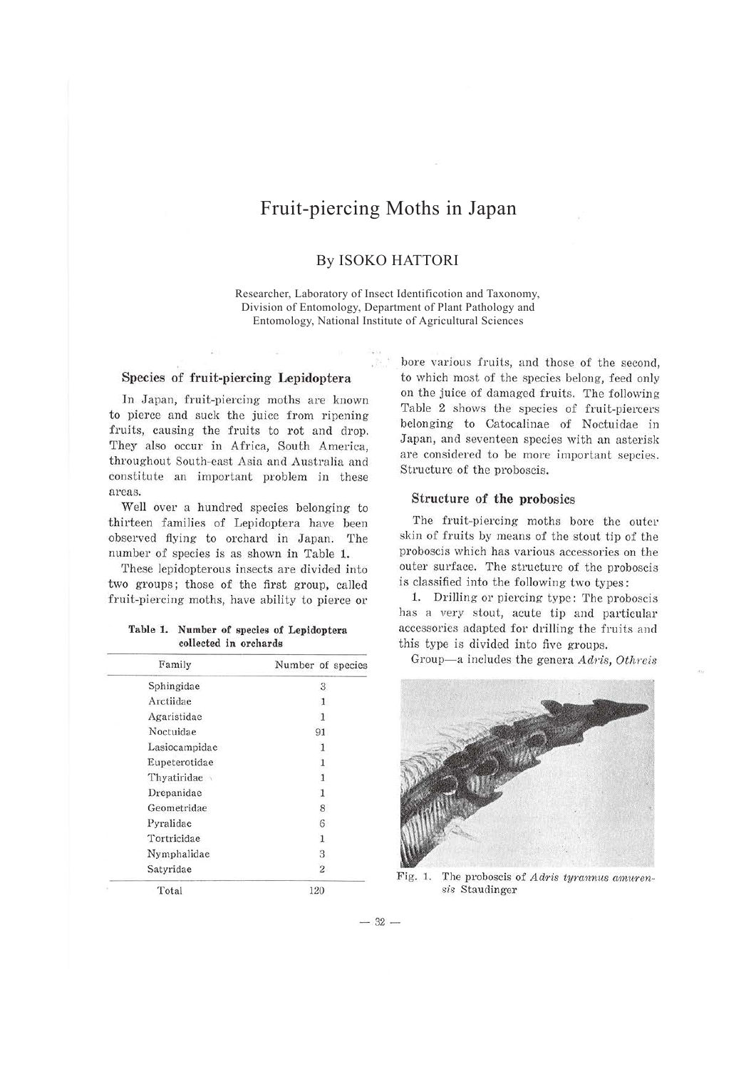# Fruit-piercing Moths in Japan

## By ISOKO HATTORI

Researcher, Laboratory of Insect Identificotion and Taxonomy, Division of Entomology, Department of Plant Pathology and Entomology, National Institute of Agricultural Sciences

### Species of fruit-piercing Lepidoptera

In Japan, fruit-piercing moths are known to pierce and suck the juice from ripening fruits, causing the fruits to rot and drop. They also occur in Africa, South America, throughout South-east Asia and Australia and constitute an important problem in these areas.

Well over a hundred species belonging to thirteen families of Lepidoptera have been observed flying to orchard in Japan. The number of species is as shown in Table 1.

These lepidopterous insects are divided into two groups; those of the first group, called fruit-piercing moths, have ability to pierce or bore various fruits, and those of the second, to which most of the species belong, feed only on the juice of damaged fruits. The following Table 2 shows the species of fruit-piercers belonging to Catocalinae of Noctuidae in Japan, and seventeen species with an asterisk are considered to be more important sepcies. Structure of the proboscis.

**Table 1. Number of species of Lepidoptera collected in orchards**

| Family | Number of species |
|---|---|
| Sphingidae | 3 |
| Arctiidae | 1 |
| Agaristidae | 1 |
| Noctuidae | 91 |
| Lasiocampidae | 1 |
| Eupeterotidae | 1 |
| Thyatiridae | 1 |
| Drepanidae | 1 |
| Geometridae | 8 |
| Pyralidae | 6 |
| Tortricidae | 1 |
| Nymphalidae | 3 |
| Satyridae | 2 |
| Total | 120 |

### Structure of the probosics

The fruit-piercing moths bore the outer skin of fruits by means of the stout tip of the proboscis which has various accessories on the outer surface. The structure of the proboscis is classified into the following two types:

1. Drilling or piercing type: The proboscis has a very stout, acute tip and particular accessories adapted for drilling the fruits and this type is divided into five groups.

Group—a includes the genera *Adris*, *Othreis*

Fig. 1. The proboscis of *Adris tyrannus amurensis* Staudinger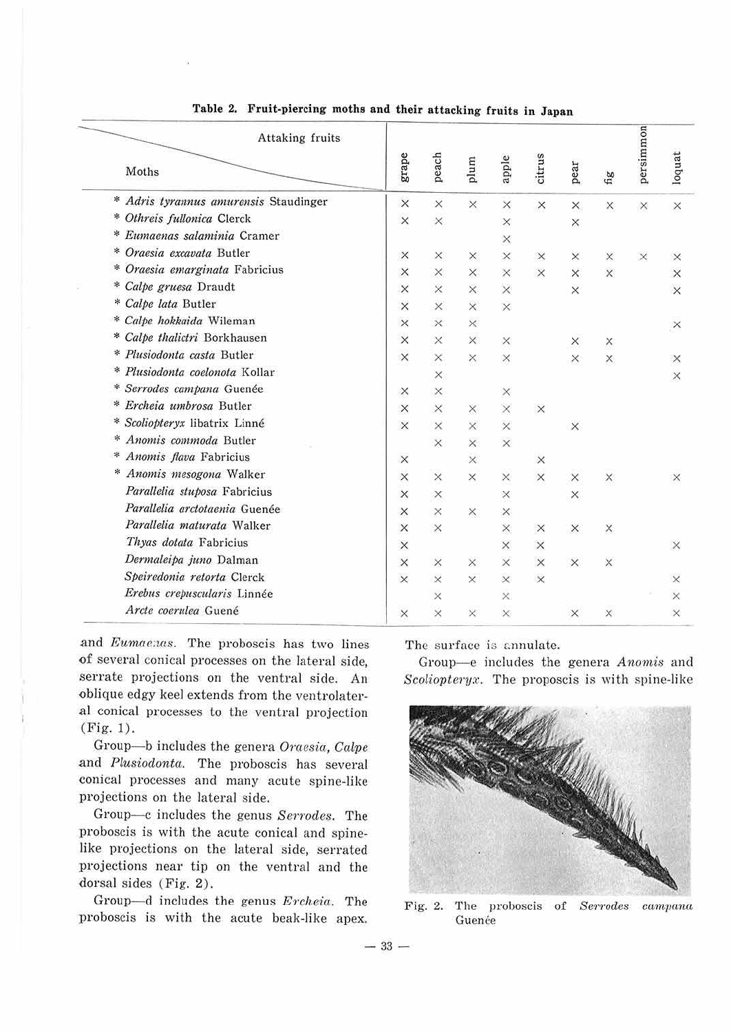**Table 2. Fruit-piercing moths and their attacking fruits in Japan**

| Moths \ Attaking fruits | grape | peach | plum | apple | citrus | pear | fig | persimmon | loquat |
|---|---|---|---|---|---|---|---|---|---|
| * *Adris tyrannus amurensis* Staudinger | × | × | × | × | × | × | × | × | × |
| * *Othreis fullonica* Clerck | × | × | | × | | × | | | |
| * *Eumaenas salaminia* Cramer | | | | × | | | | | |
| * *Oraesia excavata* Butler | × | × | × | × | × | × | × | × | × |
| * *Oraesia emarginata* Fabricius | × | × | × | × | × | × | × | | × |
| * *Calpe gruesa* Draudt | × | × | × | × | | × | | | × |
| * *Calpe lata* Butler | × | × | × | × | | | | | |
| * *Calpe hokkaida* Wileman | × | × | × | | | | | | × |
| * *Calpe thalictri* Borkhausen | × | × | × | × | | × | × | | |
| * *Plusiodonta casta* Butler | × | × | × | × | | × | × | | × |
| * *Plusiodonta coelonota* Kollar | | × | | | | | | | × |
| * *Serrodes campana* Guenée | × | × | | × | | | | | |
| * *Ercheia umbrosa* Butler | × | × | × | × | × | | | | |
| * *Scoliopteryx* libatrix Linné | × | × | × | × | | × | | | |
| * *Anomis commoda* Butler | | × | × | × | | | | | |
| * *Anomis flava* Fabricius | × | | × | | × | | | | |
| * *Anomis mesogona* Walker | × | × | × | × | × | × | × | | × |
| *Parallelia stuposa* Fabricius | × | × | | × | | × | | | |
| *Parallelia arctotaenia* Guenée | × | × | × | × | | | | | |
| *Parallelia maturata* Walker | × | × | | × | × | × | × | | |
| *Thyas dotata* Fabricius | × | | | × | × | | | | × |
| *Dermaleipa juno* Dalman | × | × | × | × | × | × | × | | |
| *Speiredonia retorta* Clerck | × | × | × | × | × | | | | × |
| *Erebus crepuscularis* Linnée | | × | | × | | | | | × |
| *Arcte coerulea* Guené | × | × | × | × | | × | × | | × |

and *Eumaenas*. The proboscis has two lines of several conical processes on the lateral side, serrate projections on the ventral side. An oblique edgy keel extends from the ventrolateral conical processes to the ventral projection (Fig. 1).

Group—b includes the genera *Oraesia*, *Calpe* and *Plusiodonta*. The proboscis has several conical processes and many acute spine-like projections on the lateral side.

Group—c includes the genus *Serrodes*. The proboscis is with the acute conical and spine-like projections on the lateral side, serrated projections near tip on the ventral and the dorsal sides (Fig. 2).

Group—d includes the genus *Ercheia*. The proboscis is with the acute beak-like apex. The surface is annulate.

Group—e includes the genera *Anomis* and *Scoliopteryx*. The proposcis is with spine-like

Fig. 2. The proboscis of *Serrodes campana* Guenée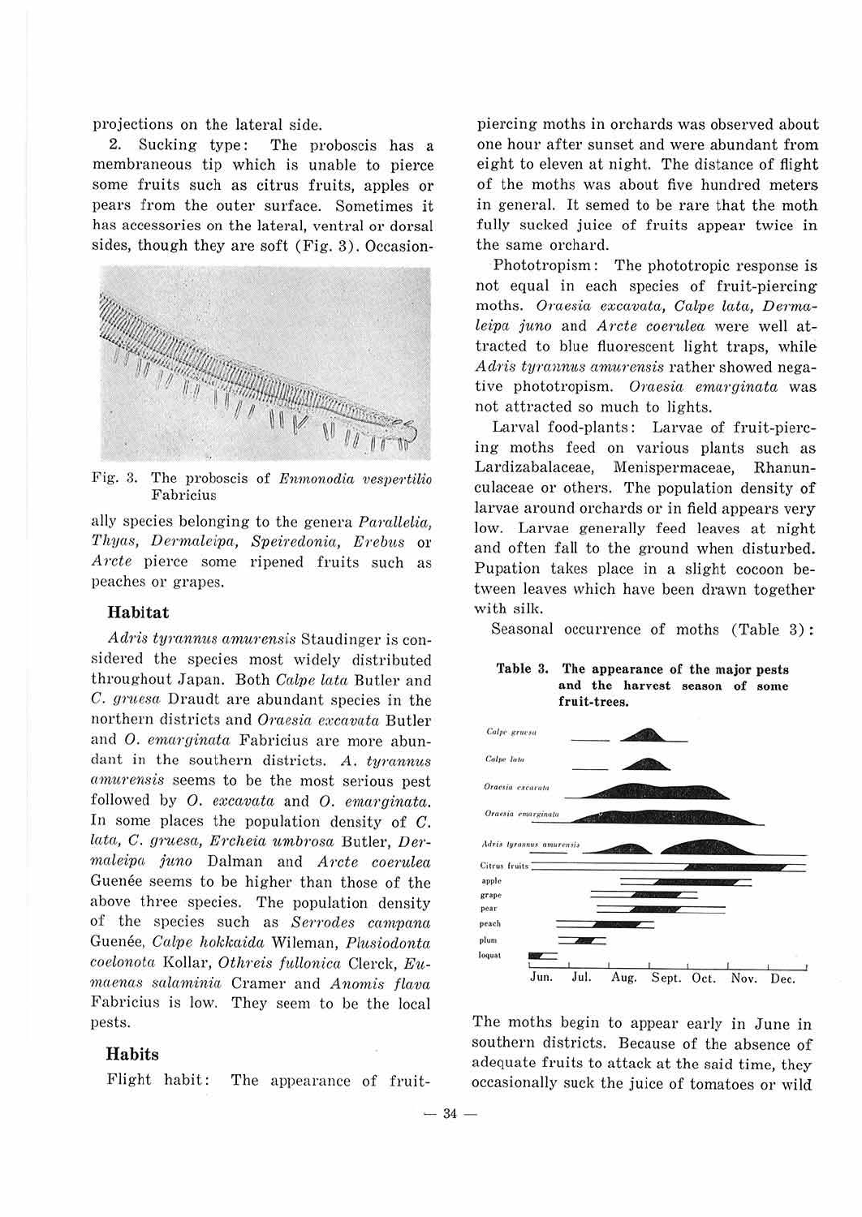projections on the lateral side.

2. Sucking type: The proboscis has a membraneous tip which is unable to pierce some fruits such as citrus fruits, apples or pears from the outer surface. Sometimes it has accessories on the lateral, ventral or dorsal sides, though they are soft (Fig. 3). Occasionally species belonging to the genera *Parallelia*, *Thyas*, *Dermaleipa*, *Speiredonia*, *Erebus* or *Arcte* pierce some ripened fruits such as peaches or grapes.

Fig. 3. The proboscis of *Enmonodia vespertilio* Fabricius

## Habitat

*Adris tyrannus amurensis* Staudinger is considered the species most widely distributed throughout Japan. Both *Calpe lata* Butler and *C. gruesa* Draudt are abundant species in the northern districts and *Oraesia excavata* Butler and *O. emarginata* Fabricius are more abundant in the southern districts. *A. tyrannus amurensis* seems to be the most serious pest followed by *O. excavata* and *O. emarginata*. In some places the population density of *C. lata*, *C. gruesa*, *Ercheia umbrosa* Butler, *Dermaleipa juno* Dalman and *Arcte coerulea* Guenée seems to be higher than those of the above three species. The population density of the species such as *Serrodes campana* Guenée, *Calpe hokkaida* Wileman, *Plusiodonta coelonota* Kollar, *Othreis fullonica* Clerck, *Eumaenas salaminia* Cramer and *Anomis flava* Fabricius is low. They seem to be the local pests.

## Habits

Flight habit: The appearance of fruit-piercing moths in orchards was observed about one hour after sunset and were abundant from eight to eleven at night. The distance of flight of the moths was about five hundred meters in general. It semed to be rare that the moth fully sucked juice of fruits appear twice in the same orchard.

Phototropism: The phototropic response is not equal in each species of fruit-piercing moths. *Oraesia excavata*, *Calpe lata*, *Dermaleipa juno* and *Arcte coerulea* were well attracted to blue fluorescent light traps, while *Adris tyrannus amurensis* rather showed negative phototropism. *Oraesia emarginata* was not attracted so much to lights.

Larval food-plants: Larvae of fruit-piercing moths feed on various plants such as Lardizabalaceae, Menispermaceae, Rhanunculaceae or others. The population density of larvae around orchards or in field appears very low. Larvae generally feed leaves at night and often fall to the ground when disturbed. Pupation takes place in a slight cocoon between leaves which have been drawn together with silk.

Seasonal occurrence of moths (Table 3):

**Table 3. The appearance of the major pests and the harvest season of some fruit-trees.**

*Calpe gruesa*
*Calpe lata*
*Oraesia excavata*
*Oraesia emarginata*
*Adris tyrannus amurensis*
Citrus fruits
apple
grape
pear
peach
plum
loquat

Jun. Jul. Aug. Sept. Oct. Nov. Dec.

The moths begin to appear early in June in southern districts. Because of the absence of adequate fruits to attack at the said time, they occasionally suck the juice of tomatoes or wild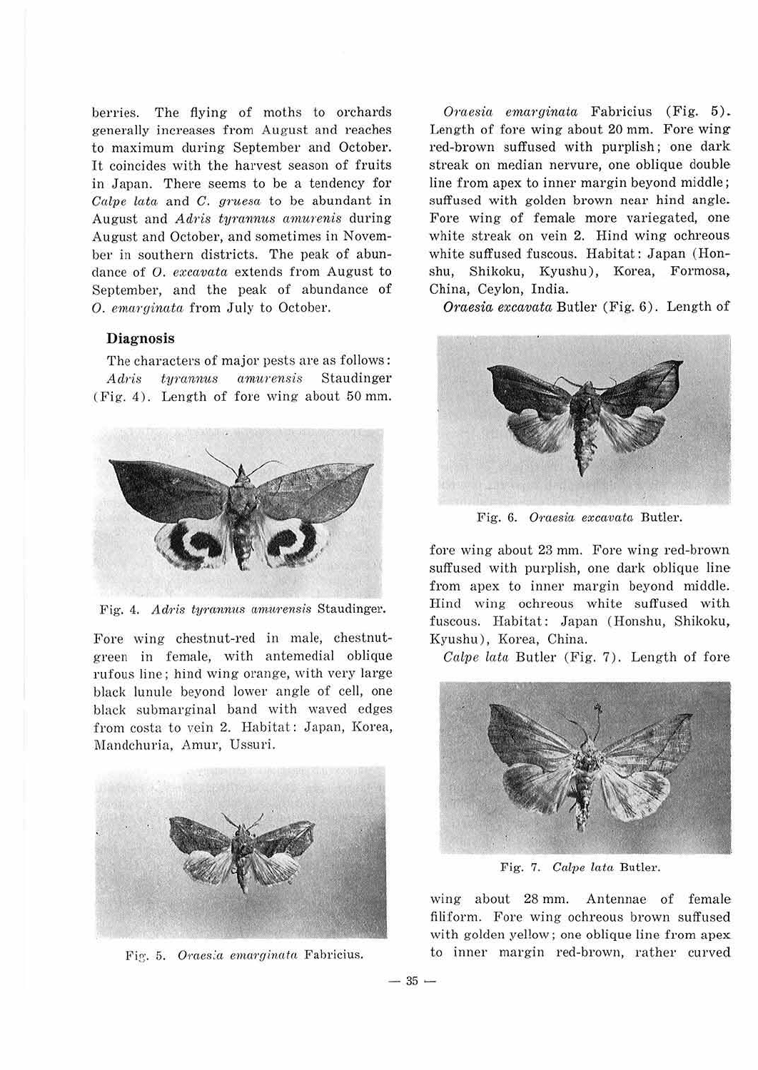berries. The flying of moths to orchards generally increases from August and reaches to maximum during September and October. It coincides with the harvest season of fruits in Japan. There seems to be a tendency for *Calpe lata* and *C. gruesa* to be abundant in August and *Adris tyrannus amurenis* during August and October, and sometimes in November in southern districts. The peak of abundance of *O. excavata* extends from August to September, and the peak of abundance of *O. emarginata* from July to October.

### Diagnosis

The characters of major pests are as follows:

*Adris tyrannus amurensis* Staudinger (Fig. 4). Length of fore wing about 50 mm.

Fig. 4. *Adris tyrannus amurensis* Staudinger.

Fore wing chestnut-red in male, chestnut-green in female, with antemedial oblique rufous line; hind wing orange, with very large black lunule beyond lower angle of cell, one black submarginal band with waved edges from costa to vein 2. Habitat: Japan, Korea, Mandchuria, Amur, Ussuri.

Fig. 5. *Oraesia emarginata* Fabricius.

*Oraesia emarginata* Fabricius (Fig. 5). Length of fore wing about 20 mm. Fore wing red-brown suffused with purplish; one dark streak on median nervure, one oblique double line from apex to inner margin beyond middle; suffused with golden brown near hind angle. Fore wing of female more variegated, one white streak on vein 2. Hind wing ochreous white suffused fuscous. Habitat: Japan (Honshu, Shikoku, Kyushu), Korea, Formosa, China, Ceylon, India.

*Oraesia excavata* Butler (Fig. 6). Length of fore wing about 23 mm. Fore wing red-brown suffused with purplish, one dark oblique line from apex to inner margin beyond middle. Hind wing ochreous white suffused with fuscous. Habitat: Japan (Honshu, Shikoku, Kyushu), Korea, China.

Fig. 6. *Oraesia excavata* Butler.

*Calpe lata* Butler (Fig. 7). Length of fore wing about 28 mm. Antennae of female filiform. Fore wing ochreous brown suffused with golden yellow; one oblique line from apex to inner margin red-brown, rather curved

Fig. 7. *Calpe lata* Butler.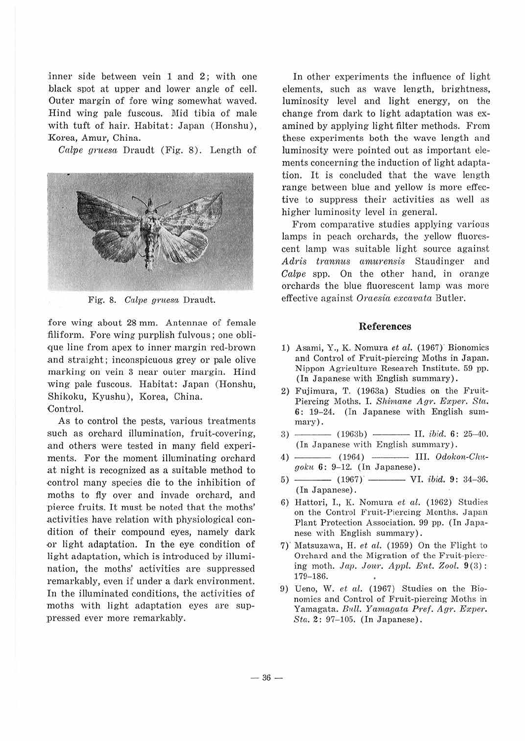inner side between vein 1 and 2; with one black spot at upper and lower angle of cell. Outer margin of fore wing somewhat waved. Hind wing pale fuscous. Mid tibia of male with tuft of hair. Habitat: Japan (Honshu), Korea, Amur, China.

*Calpe gruesa* Draudt (Fig. 8). Length of fore wing about 28 mm. Antennae of female filiform. Fore wing purplish fulvous; one oblique line from apex to inner margin red-brown and straight; inconspicuous grey or pale olive marking on vein 3 near outer margin. Hind wing pale fuscous. Habitat: Japan (Honshu, Shikoku, Kyushu), Korea, China.

Fig. 8. *Calpe gruesa* Draudt.

Control.

As to control the pests, various treatments such as orchard illumination, fruit-covering, and others were tested in many field experiments. For the moment illuminating orchard at night is recognized as a suitable method to control many species die to the inhibition of moths to fly over and invade orchard, and pierce fruits. It must be noted that the moths' activities have relation with physiological condition of their compound eyes, namely dark or light adaptation. In the eye condition of light adaptation, which is introduced by illumination, the moths' activities are suppressed remarkably, even if under a dark environment. In the illuminated conditions, the activities of moths with light adaptation eyes are suppressed ever more remarkably.

In other experiments the influence of light elements, such as wave length, brightness, luminosity level and light energy, on the change from dark to light adaptation was examined by applying light filter methods. From these experiments both the wave length and luminosity were pointed out as important elements concerning the induction of light adaptation. It is concluded that the wave length range between blue and yellow is more effective to suppress their activities as well as higher luminosity level in general.

From comparative studies applying various lamps in peach orchards, the yellow fluorescent lamp was suitable light source against *Adris trannus amurensis* Staudinger and *Calpe* spp. On the other hand, in orange orchards the blue fluorescent lamp was more effective against *Oraesia excavata* Butler.

## References

1) Asami, Y., K. Nomura *et al.* (1967) Bionomics and Control of Fruit-piercing Moths in Japan. Nippon Agriculture Research Institute. 59 pp. (In Japanese with English summary).
2) Fujimura, T. (1963a) Studies on the Fruit-Piercing Moths. I. *Shimane Agr. Exper. Sta.* **6**: 19–24. (In Japanese with English summary).
3) ——— (1963b) ——— II. *ibid.* **6**: 25–40. (In Japanese with English summary).
4) ——— (1964) ——— III. *Odokon-Chugoku* **6**: 9–12. (In Japanese).
5) ——— (1967) ——— VI. *ibid.* **9**: 34–36. (In Japanese).
6) Hattori, I., K. Nomura *et al.* (1962) Studies on the Control Fruit-Piercing Months. Japan Plant Protection Association. 99 pp. (In Japanese with English summary).
7) Matsuzawa, H. *et al.* (1959) On the Flight to Orchard and the Migration of the Fruit-piercing moth. *Jap. Jour. Appl. Ent. Zool.* **9**(3): 179–186.
9) Ueno, W. *et al.* (1967) Studies on the Bionomics and Control of Fruit-piercing Moths in Yamagata. *Bull. Yamagata Pref. Agr. Exper. Sta.* **2**: 97–105. (In Japanese).